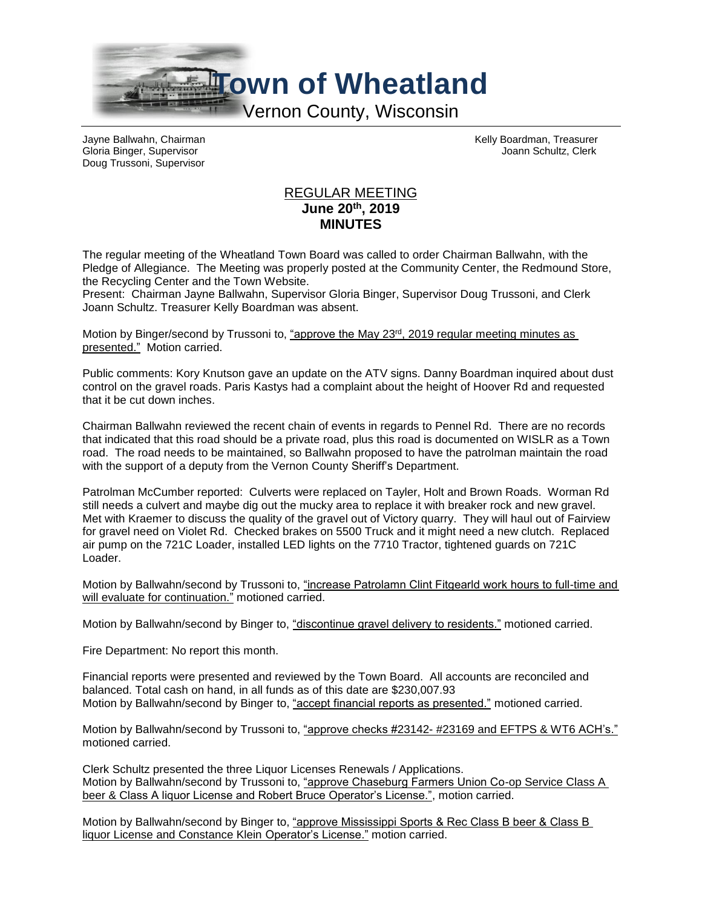# Town of Wheatland

Vernon County, Wisconsin

Jayne Ballwahn, Chairman
Gloria Binger, Supervisor
Doug Trussoni, Supervisor

Kelly Boardman, Treasurer
Joann Schultz, Clerk

## REGULAR MEETING
## June 20th, 2019
## MINUTES

The regular meeting of the Wheatland Town Board was called to order Chairman Ballwahn, with the Pledge of Allegiance. The Meeting was properly posted at the Community Center, the Redmound Store, the Recycling Center and the Town Website.
Present: Chairman Jayne Ballwahn, Supervisor Gloria Binger, Supervisor Doug Trussoni, and Clerk Joann Schultz. Treasurer Kelly Boardman was absent.

Motion by Binger/second by Trussoni to, "approve the May 23rd, 2019 regular meeting minutes as presented." Motion carried.

Public comments: Kory Knutson gave an update on the ATV signs. Danny Boardman inquired about dust control on the gravel roads. Paris Kastys had a complaint about the height of Hoover Rd and requested that it be cut down inches.

Chairman Ballwahn reviewed the recent chain of events in regards to Pennel Rd. There are no records that indicated that this road should be a private road, plus this road is documented on WISLR as a Town road. The road needs to be maintained, so Ballwahn proposed to have the patrolman maintain the road with the support of a deputy from the Vernon County Sheriff's Department.

Patrolman McCumber reported: Culverts were replaced on Tayler, Holt and Brown Roads. Worman Rd still needs a culvert and maybe dig out the mucky area to replace it with breaker rock and new gravel. Met with Kraemer to discuss the quality of the gravel out of Victory quarry. They will haul out of Fairview for gravel need on Violet Rd. Checked brakes on 5500 Truck and it might need a new clutch. Replaced air pump on the 721C Loader, installed LED lights on the 7710 Tractor, tightened guards on 721C Loader.

Motion by Ballwahn/second by Trussoni to, "increase Patrolamn Clint Fitgearld work hours to full-time and will evaluate for continuation." motioned carried.

Motion by Ballwahn/second by Binger to, "discontinue gravel delivery to residents." motioned carried.

Fire Department: No report this month.

Financial reports were presented and reviewed by the Town Board. All accounts are reconciled and balanced. Total cash on hand, in all funds as of this date are $230,007.93
Motion by Ballwahn/second by Binger to, "accept financial reports as presented." motioned carried.

Motion by Ballwahn/second by Trussoni to, "approve checks #23142- #23169 and EFTPS & WT6 ACH's." motioned carried.

Clerk Schultz presented the three Liquor Licenses Renewals / Applications.
Motion by Ballwahn/second by Trussoni to, "approve Chaseburg Farmers Union Co-op Service Class A beer & Class A liquor License and Robert Bruce Operator's License.", motion carried.

Motion by Ballwahn/second by Binger to, "approve Mississippi Sports & Rec Class B beer & Class B liquor License and Constance Klein Operator's License." motion carried.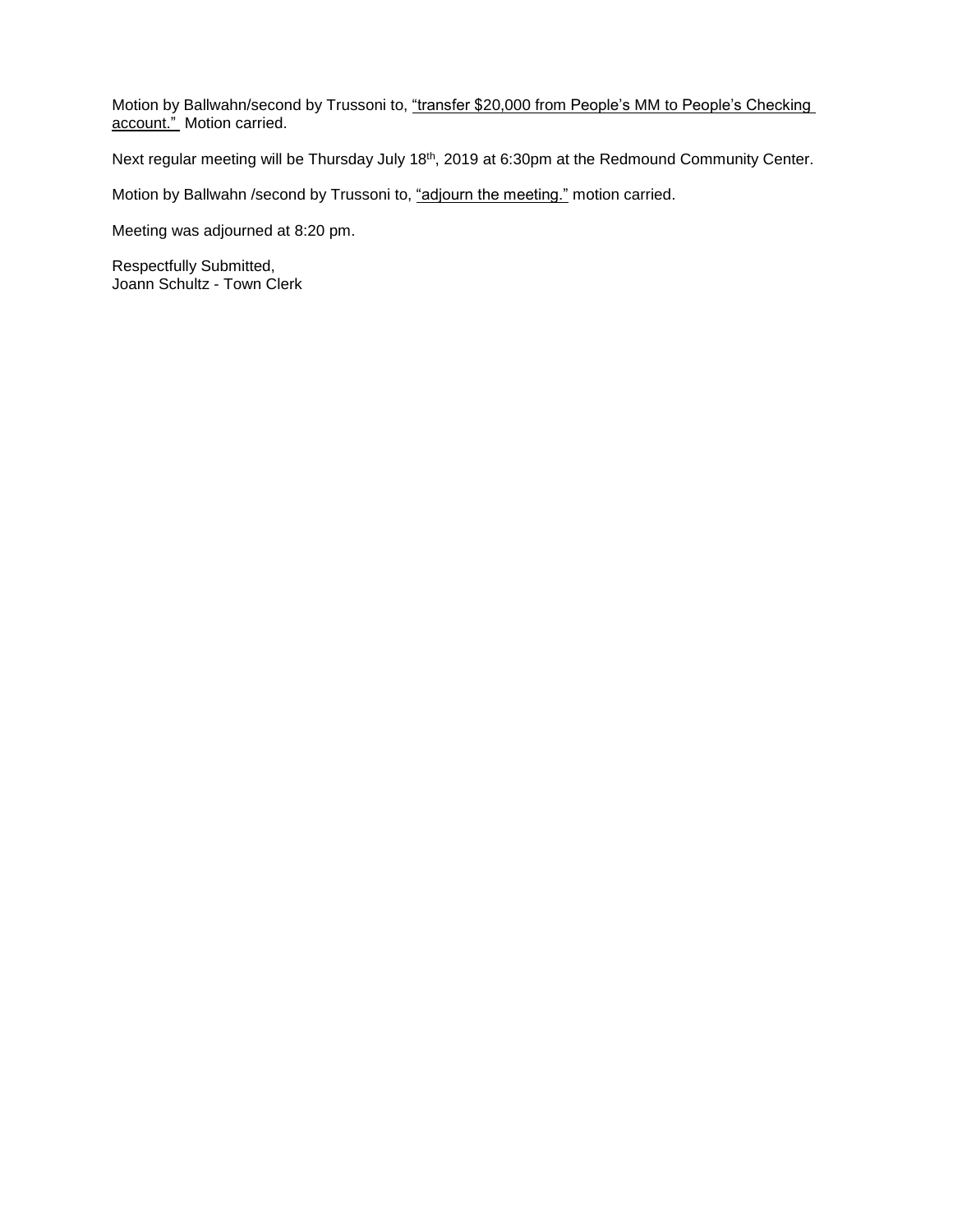Motion by Ballwahn/second by Trussoni to, "transfer $20,000 from People's MM to People's Checking account." Motion carried.

Next regular meeting will be Thursday July 18th, 2019 at 6:30pm at the Redmound Community Center.

Motion by Ballwahn /second by Trussoni to, "adjourn the meeting." motion carried.

Meeting was adjourned at 8:20 pm.

Respectfully Submitted,
Joann Schultz - Town Clerk